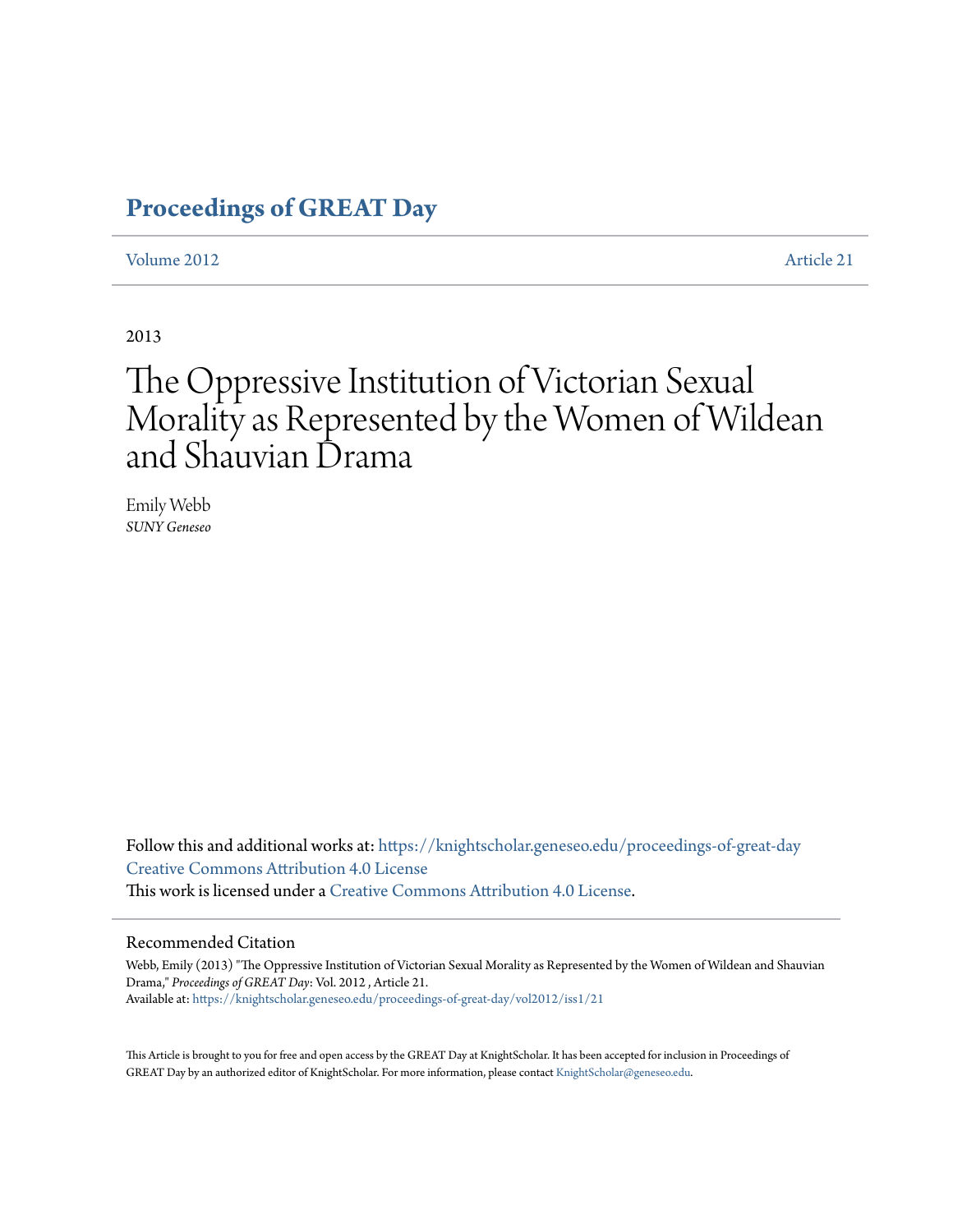# Proceedings of GREAT Day

Volume 2012 Article 21

2013

# The Oppressive Institution of Victorian Sexual Morality as Represented by the Women of Wildean and Shauvian Drama

Emily Webb
*SUNY Geneseo*

Follow this and additional works at: https://knightscholar.geneseo.edu/proceedings-of-great-day
Creative Commons Attribution 4.0 License
This work is licensed under a Creative Commons Attribution 4.0 License.

## Recommended Citation

Webb, Emily (2013) "The Oppressive Institution of Victorian Sexual Morality as Represented by the Women of Wildean and Shauvian Drama," *Proceedings of GREAT Day*: Vol. 2012 , Article 21.
Available at: https://knightscholar.geneseo.edu/proceedings-of-great-day/vol2012/iss1/21

This Article is brought to you for free and open access by the GREAT Day at KnightScholar. It has been accepted for inclusion in Proceedings of GREAT Day by an authorized editor of KnightScholar. For more information, please contact KnightScholar@geneseo.edu.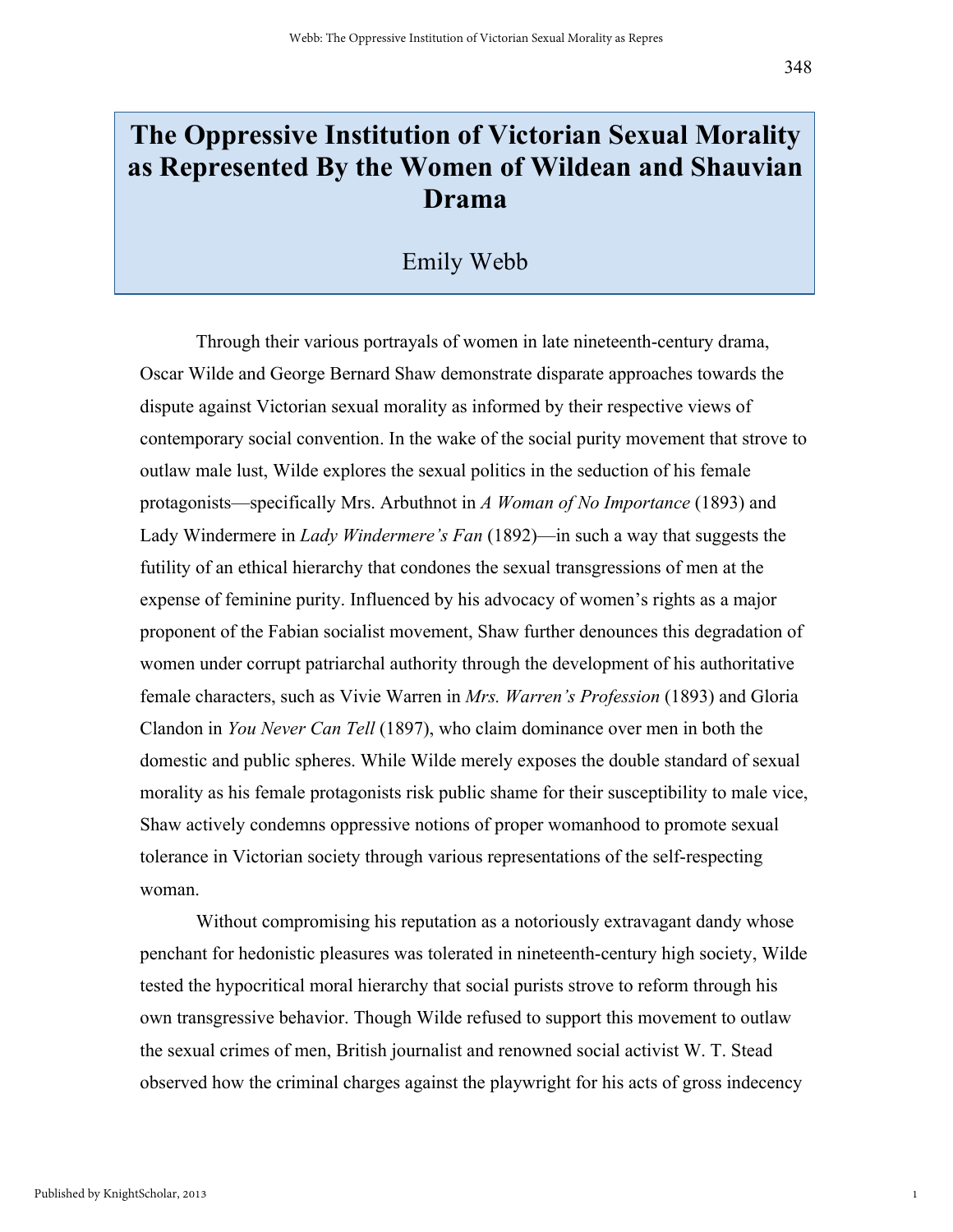# The Oppressive Institution of Victorian Sexual Morality as Represented By the Women of Wildean and Shauvian Drama

## Emily Webb

Through their various portrayals of women in late nineteenth-century drama, Oscar Wilde and George Bernard Shaw demonstrate disparate approaches towards the dispute against Victorian sexual morality as informed by their respective views of contemporary social convention. In the wake of the social purity movement that strove to outlaw male lust, Wilde explores the sexual politics in the seduction of his female protagonists—specifically Mrs. Arbuthnot in *A Woman of No Importance* (1893) and Lady Windermere in *Lady Windermere's Fan* (1892)—in such a way that suggests the futility of an ethical hierarchy that condones the sexual transgressions of men at the expense of feminine purity. Influenced by his advocacy of women's rights as a major proponent of the Fabian socialist movement, Shaw further denounces this degradation of women under corrupt patriarchal authority through the development of his authoritative female characters, such as Vivie Warren in *Mrs. Warren's Profession* (1893) and Gloria Clandon in *You Never Can Tell* (1897), who claim dominance over men in both the domestic and public spheres. While Wilde merely exposes the double standard of sexual morality as his female protagonists risk public shame for their susceptibility to male vice, Shaw actively condemns oppressive notions of proper womanhood to promote sexual tolerance in Victorian society through various representations of the self-respecting woman.

Without compromising his reputation as a notoriously extravagant dandy whose penchant for hedonistic pleasures was tolerated in nineteenth-century high society, Wilde tested the hypocritical moral hierarchy that social purists strove to reform through his own transgressive behavior. Though Wilde refused to support this movement to outlaw the sexual crimes of men, British journalist and renowned social activist W. T. Stead observed how the criminal charges against the playwright for his acts of gross indecency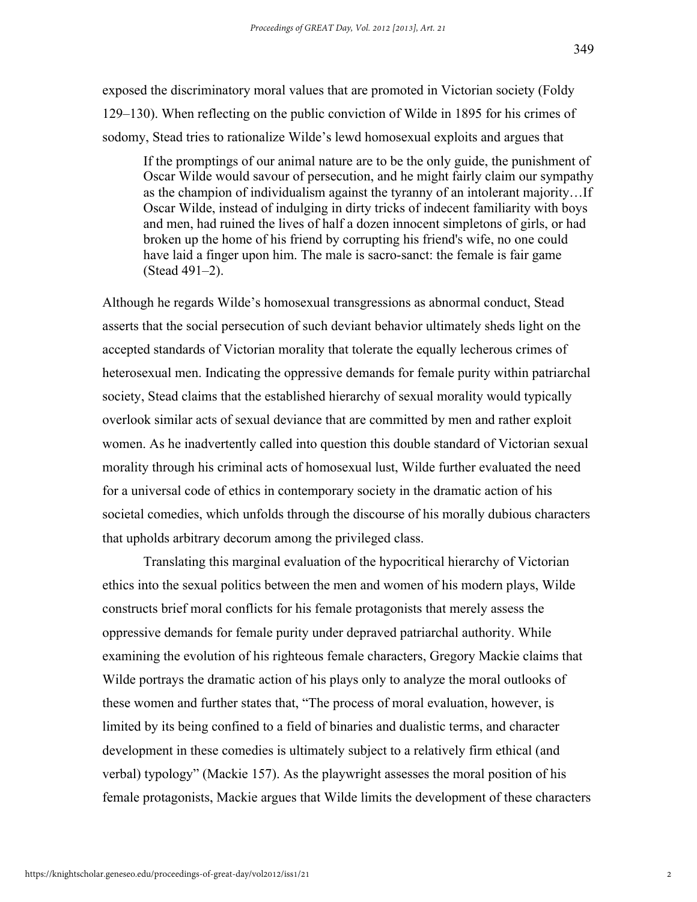exposed the discriminatory moral values that are promoted in Victorian society (Foldy 129–130). When reflecting on the public conviction of Wilde in 1895 for his crimes of sodomy, Stead tries to rationalize Wilde's lewd homosexual exploits and argues that

> If the promptings of our animal nature are to be the only guide, the punishment of Oscar Wilde would savour of persecution, and he might fairly claim our sympathy as the champion of individualism against the tyranny of an intolerant majority…If Oscar Wilde, instead of indulging in dirty tricks of indecent familiarity with boys and men, had ruined the lives of half a dozen innocent simpletons of girls, or had broken up the home of his friend by corrupting his friend's wife, no one could have laid a finger upon him. The male is sacro-sanct: the female is fair game (Stead 491–2).

Although he regards Wilde's homosexual transgressions as abnormal conduct, Stead asserts that the social persecution of such deviant behavior ultimately sheds light on the accepted standards of Victorian morality that tolerate the equally lecherous crimes of heterosexual men. Indicating the oppressive demands for female purity within patriarchal society, Stead claims that the established hierarchy of sexual morality would typically overlook similar acts of sexual deviance that are committed by men and rather exploit women. As he inadvertently called into question this double standard of Victorian sexual morality through his criminal acts of homosexual lust, Wilde further evaluated the need for a universal code of ethics in contemporary society in the dramatic action of his societal comedies, which unfolds through the discourse of his morally dubious characters that upholds arbitrary decorum among the privileged class.

Translating this marginal evaluation of the hypocritical hierarchy of Victorian ethics into the sexual politics between the men and women of his modern plays, Wilde constructs brief moral conflicts for his female protagonists that merely assess the oppressive demands for female purity under depraved patriarchal authority. While examining the evolution of his righteous female characters, Gregory Mackie claims that Wilde portrays the dramatic action of his plays only to analyze the moral outlooks of these women and further states that, "The process of moral evaluation, however, is limited by its being confined to a field of binaries and dualistic terms, and character development in these comedies is ultimately subject to a relatively firm ethical (and verbal) typology" (Mackie 157). As the playwright assesses the moral position of his female protagonists, Mackie argues that Wilde limits the development of these characters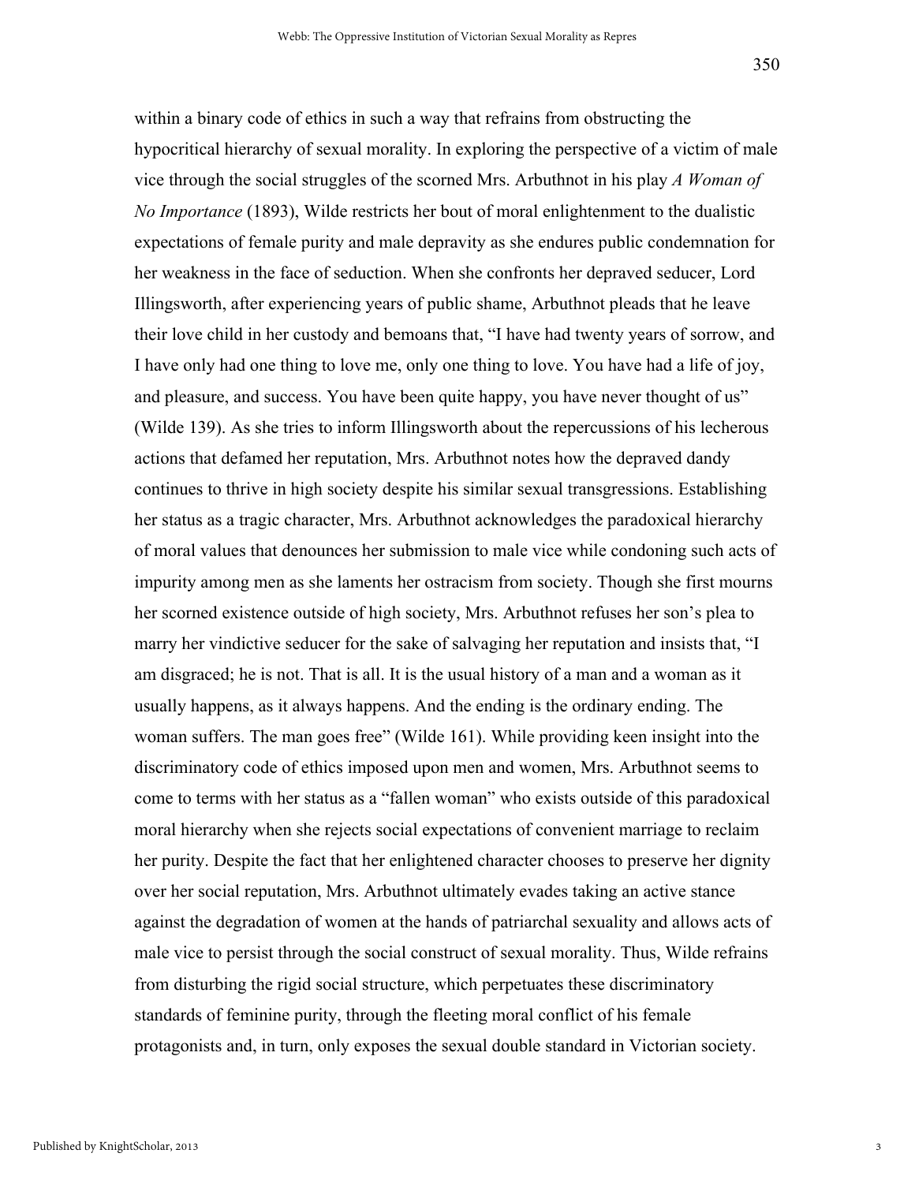within a binary code of ethics in such a way that refrains from obstructing the hypocritical hierarchy of sexual morality. In exploring the perspective of a victim of male vice through the social struggles of the scorned Mrs. Arbuthnot in his play *A Woman of No Importance* (1893), Wilde restricts her bout of moral enlightenment to the dualistic expectations of female purity and male depravity as she endures public condemnation for her weakness in the face of seduction. When she confronts her depraved seducer, Lord Illingsworth, after experiencing years of public shame, Arbuthnot pleads that he leave their love child in her custody and bemoans that, "I have had twenty years of sorrow, and I have only had one thing to love me, only one thing to love. You have had a life of joy, and pleasure, and success. You have been quite happy, you have never thought of us" (Wilde 139). As she tries to inform Illingsworth about the repercussions of his lecherous actions that defamed her reputation, Mrs. Arbuthnot notes how the depraved dandy continues to thrive in high society despite his similar sexual transgressions. Establishing her status as a tragic character, Mrs. Arbuthnot acknowledges the paradoxical hierarchy of moral values that denounces her submission to male vice while condoning such acts of impurity among men as she laments her ostracism from society. Though she first mourns her scorned existence outside of high society, Mrs. Arbuthnot refuses her son's plea to marry her vindictive seducer for the sake of salvaging her reputation and insists that, "I am disgraced; he is not. That is all. It is the usual history of a man and a woman as it usually happens, as it always happens. And the ending is the ordinary ending. The woman suffers. The man goes free" (Wilde 161). While providing keen insight into the discriminatory code of ethics imposed upon men and women, Mrs. Arbuthnot seems to come to terms with her status as a "fallen woman" who exists outside of this paradoxical moral hierarchy when she rejects social expectations of convenient marriage to reclaim her purity. Despite the fact that her enlightened character chooses to preserve her dignity over her social reputation, Mrs. Arbuthnot ultimately evades taking an active stance against the degradation of women at the hands of patriarchal sexuality and allows acts of male vice to persist through the social construct of sexual morality. Thus, Wilde refrains from disturbing the rigid social structure, which perpetuates these discriminatory standards of feminine purity, through the fleeting moral conflict of his female protagonists and, in turn, only exposes the sexual double standard in Victorian society.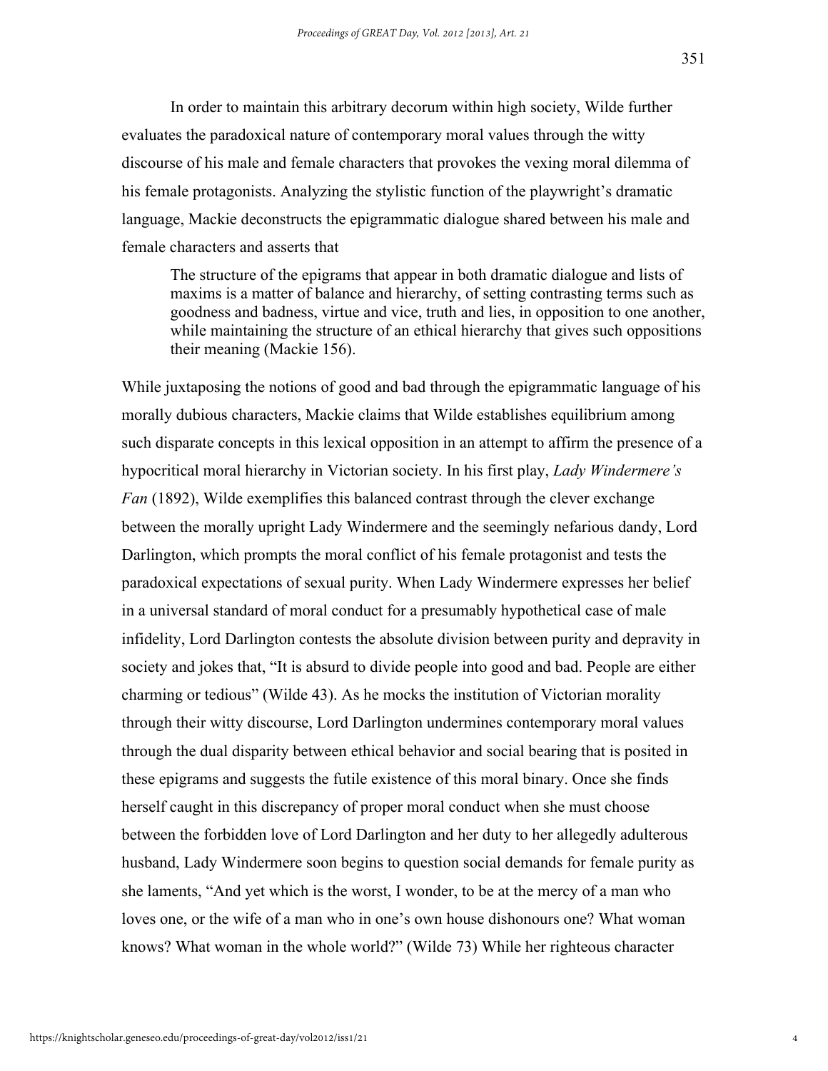In order to maintain this arbitrary decorum within high society, Wilde further evaluates the paradoxical nature of contemporary moral values through the witty discourse of his male and female characters that provokes the vexing moral dilemma of his female protagonists. Analyzing the stylistic function of the playwright's dramatic language, Mackie deconstructs the epigrammatic dialogue shared between his male and female characters and asserts that

> The structure of the epigrams that appear in both dramatic dialogue and lists of maxims is a matter of balance and hierarchy, of setting contrasting terms such as goodness and badness, virtue and vice, truth and lies, in opposition to one another, while maintaining the structure of an ethical hierarchy that gives such oppositions their meaning (Mackie 156).

While juxtaposing the notions of good and bad through the epigrammatic language of his morally dubious characters, Mackie claims that Wilde establishes equilibrium among such disparate concepts in this lexical opposition in an attempt to affirm the presence of a hypocritical moral hierarchy in Victorian society. In his first play, *Lady Windermere's Fan* (1892), Wilde exemplifies this balanced contrast through the clever exchange between the morally upright Lady Windermere and the seemingly nefarious dandy, Lord Darlington, which prompts the moral conflict of his female protagonist and tests the paradoxical expectations of sexual purity. When Lady Windermere expresses her belief in a universal standard of moral conduct for a presumably hypothetical case of male infidelity, Lord Darlington contests the absolute division between purity and depravity in society and jokes that, "It is absurd to divide people into good and bad. People are either charming or tedious" (Wilde 43). As he mocks the institution of Victorian morality through their witty discourse, Lord Darlington undermines contemporary moral values through the dual disparity between ethical behavior and social bearing that is posited in these epigrams and suggests the futile existence of this moral binary. Once she finds herself caught in this discrepancy of proper moral conduct when she must choose between the forbidden love of Lord Darlington and her duty to her allegedly adulterous husband, Lady Windermere soon begins to question social demands for female purity as she laments, "And yet which is the worst, I wonder, to be at the mercy of a man who loves one, or the wife of a man who in one's own house dishonours one? What woman knows? What woman in the whole world?" (Wilde 73) While her righteous character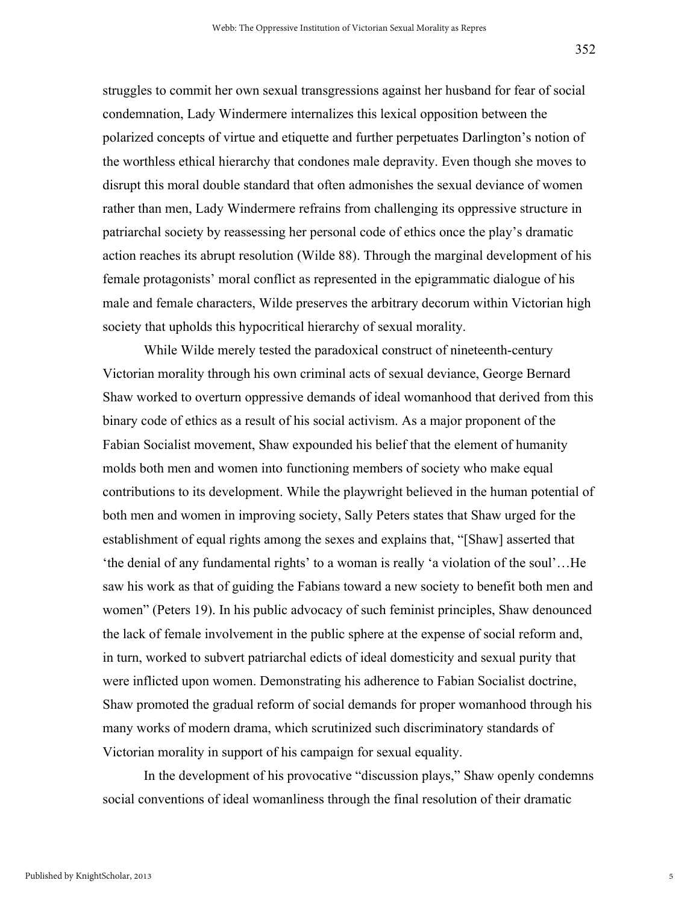struggles to commit her own sexual transgressions against her husband for fear of social condemnation, Lady Windermere internalizes this lexical opposition between the polarized concepts of virtue and etiquette and further perpetuates Darlington's notion of the worthless ethical hierarchy that condones male depravity. Even though she moves to disrupt this moral double standard that often admonishes the sexual deviance of women rather than men, Lady Windermere refrains from challenging its oppressive structure in patriarchal society by reassessing her personal code of ethics once the play's dramatic action reaches its abrupt resolution (Wilde 88). Through the marginal development of his female protagonists' moral conflict as represented in the epigrammatic dialogue of his male and female characters, Wilde preserves the arbitrary decorum within Victorian high society that upholds this hypocritical hierarchy of sexual morality.

While Wilde merely tested the paradoxical construct of nineteenth-century Victorian morality through his own criminal acts of sexual deviance, George Bernard Shaw worked to overturn oppressive demands of ideal womanhood that derived from this binary code of ethics as a result of his social activism. As a major proponent of the Fabian Socialist movement, Shaw expounded his belief that the element of humanity molds both men and women into functioning members of society who make equal contributions to its development. While the playwright believed in the human potential of both men and women in improving society, Sally Peters states that Shaw urged for the establishment of equal rights among the sexes and explains that, "[Shaw] asserted that 'the denial of any fundamental rights' to a woman is really 'a violation of the soul'…He saw his work as that of guiding the Fabians toward a new society to benefit both men and women" (Peters 19). In his public advocacy of such feminist principles, Shaw denounced the lack of female involvement in the public sphere at the expense of social reform and, in turn, worked to subvert patriarchal edicts of ideal domesticity and sexual purity that were inflicted upon women. Demonstrating his adherence to Fabian Socialist doctrine, Shaw promoted the gradual reform of social demands for proper womanhood through his many works of modern drama, which scrutinized such discriminatory standards of Victorian morality in support of his campaign for sexual equality.

In the development of his provocative "discussion plays," Shaw openly condemns social conventions of ideal womanliness through the final resolution of their dramatic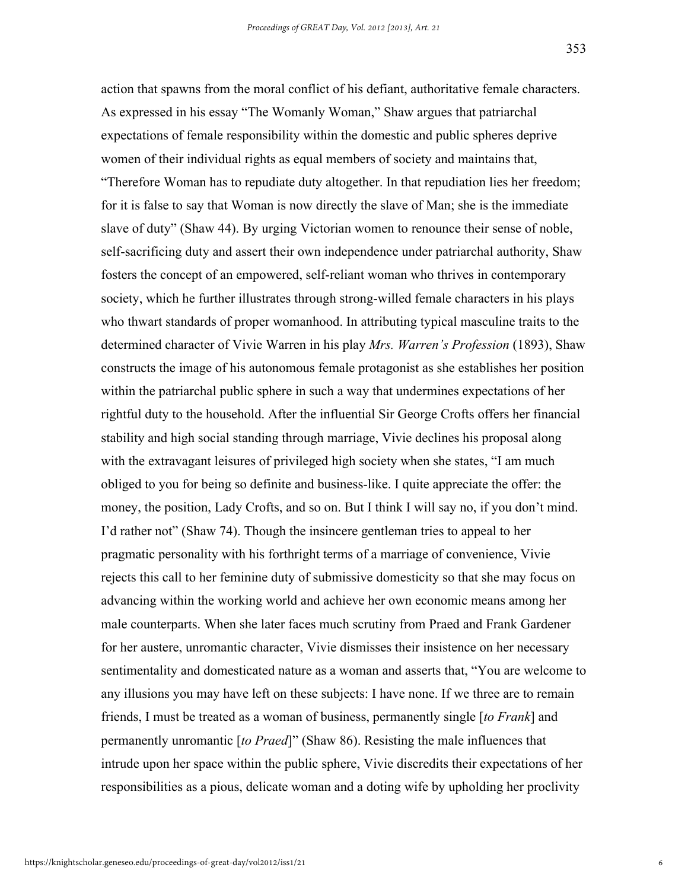action that spawns from the moral conflict of his defiant, authoritative female characters. As expressed in his essay "The Womanly Woman," Shaw argues that patriarchal expectations of female responsibility within the domestic and public spheres deprive women of their individual rights as equal members of society and maintains that, "Therefore Woman has to repudiate duty altogether. In that repudiation lies her freedom; for it is false to say that Woman is now directly the slave of Man; she is the immediate slave of duty" (Shaw 44). By urging Victorian women to renounce their sense of noble, self-sacrificing duty and assert their own independence under patriarchal authority, Shaw fosters the concept of an empowered, self-reliant woman who thrives in contemporary society, which he further illustrates through strong-willed female characters in his plays who thwart standards of proper womanhood. In attributing typical masculine traits to the determined character of Vivie Warren in his play *Mrs. Warren's Profession* (1893), Shaw constructs the image of his autonomous female protagonist as she establishes her position within the patriarchal public sphere in such a way that undermines expectations of her rightful duty to the household. After the influential Sir George Crofts offers her financial stability and high social standing through marriage, Vivie declines his proposal along with the extravagant leisures of privileged high society when she states, "I am much obliged to you for being so definite and business-like. I quite appreciate the offer: the money, the position, Lady Crofts, and so on. But I think I will say no, if you don't mind. I'd rather not" (Shaw 74). Though the insincere gentleman tries to appeal to her pragmatic personality with his forthright terms of a marriage of convenience, Vivie rejects this call to her feminine duty of submissive domesticity so that she may focus on advancing within the working world and achieve her own economic means among her male counterparts. When she later faces much scrutiny from Praed and Frank Gardener for her austere, unromantic character, Vivie dismisses their insistence on her necessary sentimentality and domesticated nature as a woman and asserts that, "You are welcome to any illusions you may have left on these subjects: I have none. If we three are to remain friends, I must be treated as a woman of business, permanently single [*to Frank*] and permanently unromantic [*to Praed*]" (Shaw 86). Resisting the male influences that intrude upon her space within the public sphere, Vivie discredits their expectations of her responsibilities as a pious, delicate woman and a doting wife by upholding her proclivity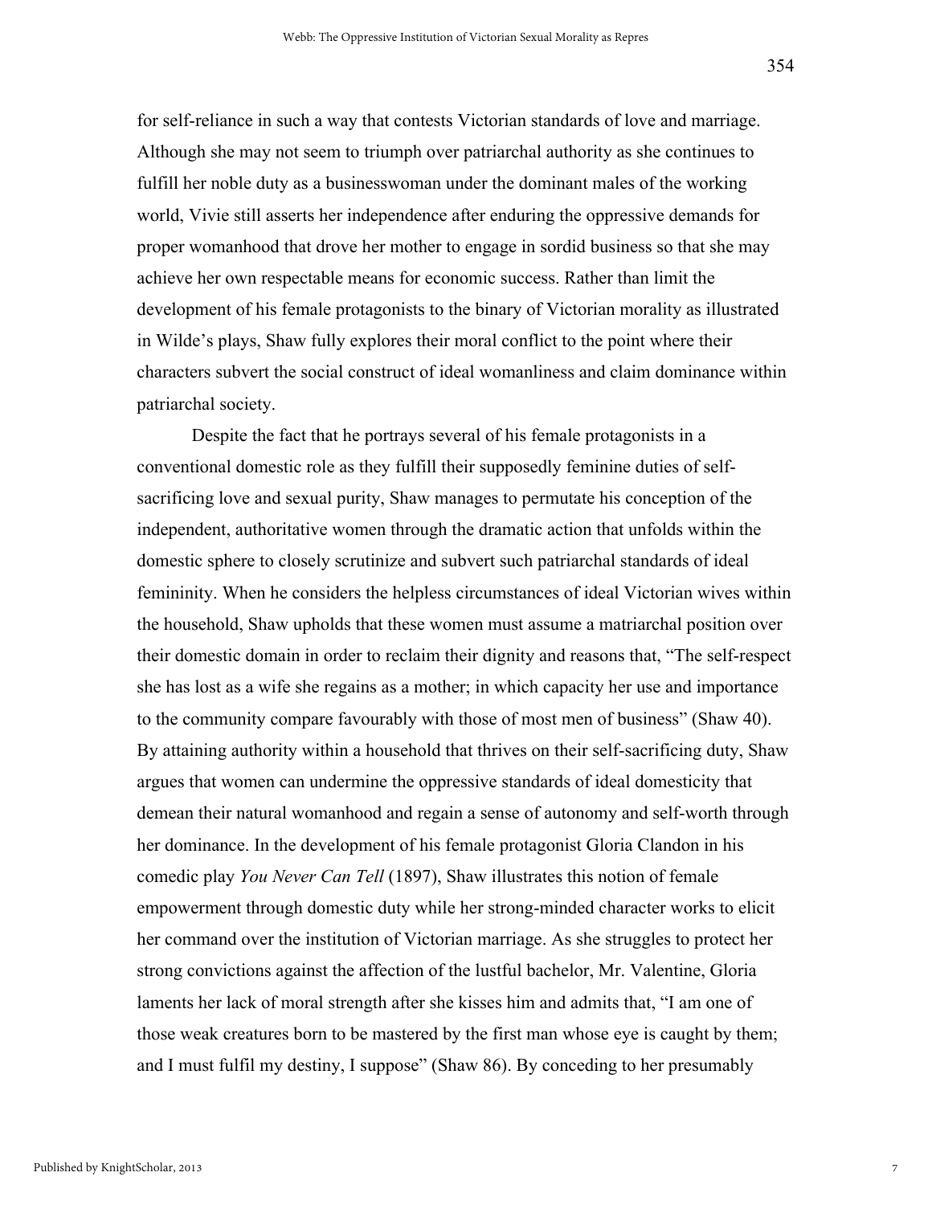for self-reliance in such a way that contests Victorian standards of love and marriage. Although she may not seem to triumph over patriarchal authority as she continues to fulfill her noble duty as a businesswoman under the dominant males of the working world, Vivie still asserts her independence after enduring the oppressive demands for proper womanhood that drove her mother to engage in sordid business so that she may achieve her own respectable means for economic success. Rather than limit the development of his female protagonists to the binary of Victorian morality as illustrated in Wilde's plays, Shaw fully explores their moral conflict to the point where their characters subvert the social construct of ideal womanliness and claim dominance within patriarchal society.

Despite the fact that he portrays several of his female protagonists in a conventional domestic role as they fulfill their supposedly feminine duties of self-sacrificing love and sexual purity, Shaw manages to permutate his conception of the independent, authoritative women through the dramatic action that unfolds within the domestic sphere to closely scrutinize and subvert such patriarchal standards of ideal femininity. When he considers the helpless circumstances of ideal Victorian wives within the household, Shaw upholds that these women must assume a matriarchal position over their domestic domain in order to reclaim their dignity and reasons that, "The self-respect she has lost as a wife she regains as a mother; in which capacity her use and importance to the community compare favourably with those of most men of business" (Shaw 40). By attaining authority within a household that thrives on their self-sacrificing duty, Shaw argues that women can undermine the oppressive standards of ideal domesticity that demean their natural womanhood and regain a sense of autonomy and self-worth through her dominance. In the development of his female protagonist Gloria Clandon in his comedic play *You Never Can Tell* (1897), Shaw illustrates this notion of female empowerment through domestic duty while her strong-minded character works to elicit her command over the institution of Victorian marriage. As she struggles to protect her strong convictions against the affection of the lustful bachelor, Mr. Valentine, Gloria laments her lack of moral strength after she kisses him and admits that, "I am one of those weak creatures born to be mastered by the first man whose eye is caught by them; and I must fulfil my destiny, I suppose" (Shaw 86). By conceding to her presumably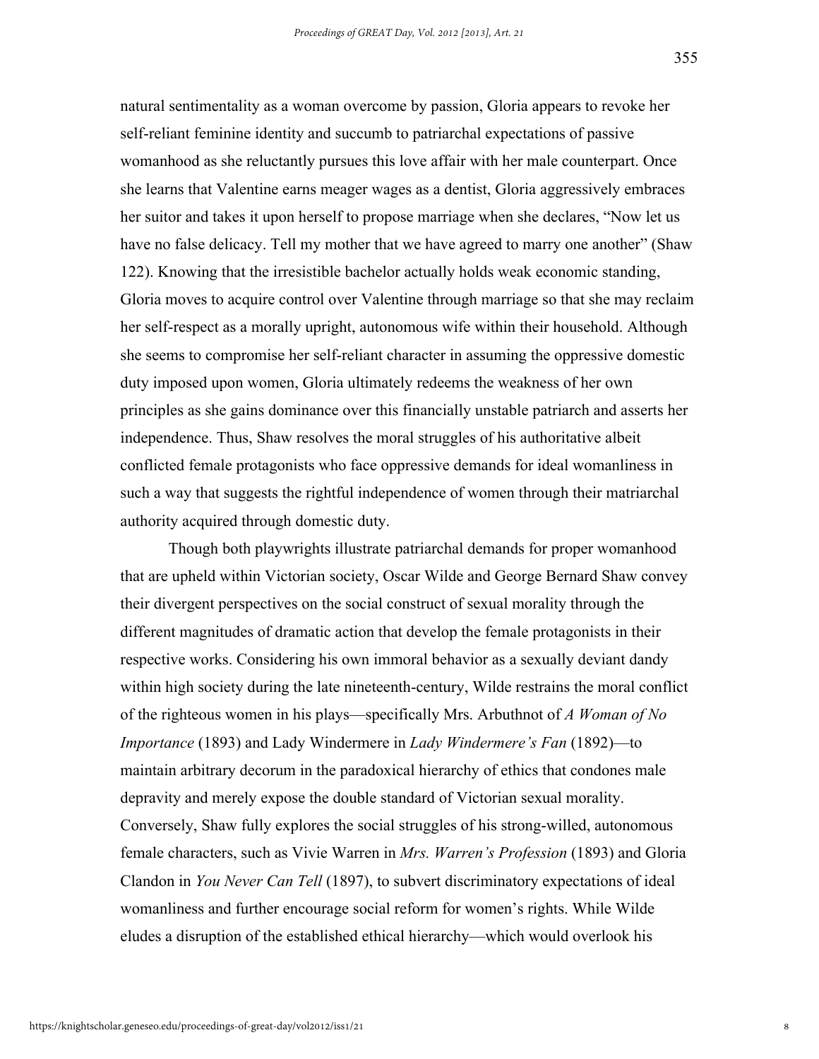natural sentimentality as a woman overcome by passion, Gloria appears to revoke her self-reliant feminine identity and succumb to patriarchal expectations of passive womanhood as she reluctantly pursues this love affair with her male counterpart. Once she learns that Valentine earns meager wages as a dentist, Gloria aggressively embraces her suitor and takes it upon herself to propose marriage when she declares, "Now let us have no false delicacy. Tell my mother that we have agreed to marry one another" (Shaw 122). Knowing that the irresistible bachelor actually holds weak economic standing, Gloria moves to acquire control over Valentine through marriage so that she may reclaim her self-respect as a morally upright, autonomous wife within their household. Although she seems to compromise her self-reliant character in assuming the oppressive domestic duty imposed upon women, Gloria ultimately redeems the weakness of her own principles as she gains dominance over this financially unstable patriarch and asserts her independence. Thus, Shaw resolves the moral struggles of his authoritative albeit conflicted female protagonists who face oppressive demands for ideal womanliness in such a way that suggests the rightful independence of women through their matriarchal authority acquired through domestic duty.

Though both playwrights illustrate patriarchal demands for proper womanhood that are upheld within Victorian society, Oscar Wilde and George Bernard Shaw convey their divergent perspectives on the social construct of sexual morality through the different magnitudes of dramatic action that develop the female protagonists in their respective works. Considering his own immoral behavior as a sexually deviant dandy within high society during the late nineteenth-century, Wilde restrains the moral conflict of the righteous women in his plays—specifically Mrs. Arbuthnot of *A Woman of No Importance* (1893) and Lady Windermere in *Lady Windermere's Fan* (1892)—to maintain arbitrary decorum in the paradoxical hierarchy of ethics that condones male depravity and merely expose the double standard of Victorian sexual morality. Conversely, Shaw fully explores the social struggles of his strong-willed, autonomous female characters, such as Vivie Warren in *Mrs. Warren's Profession* (1893) and Gloria Clandon in *You Never Can Tell* (1897), to subvert discriminatory expectations of ideal womanliness and further encourage social reform for women's rights. While Wilde eludes a disruption of the established ethical hierarchy—which would overlook his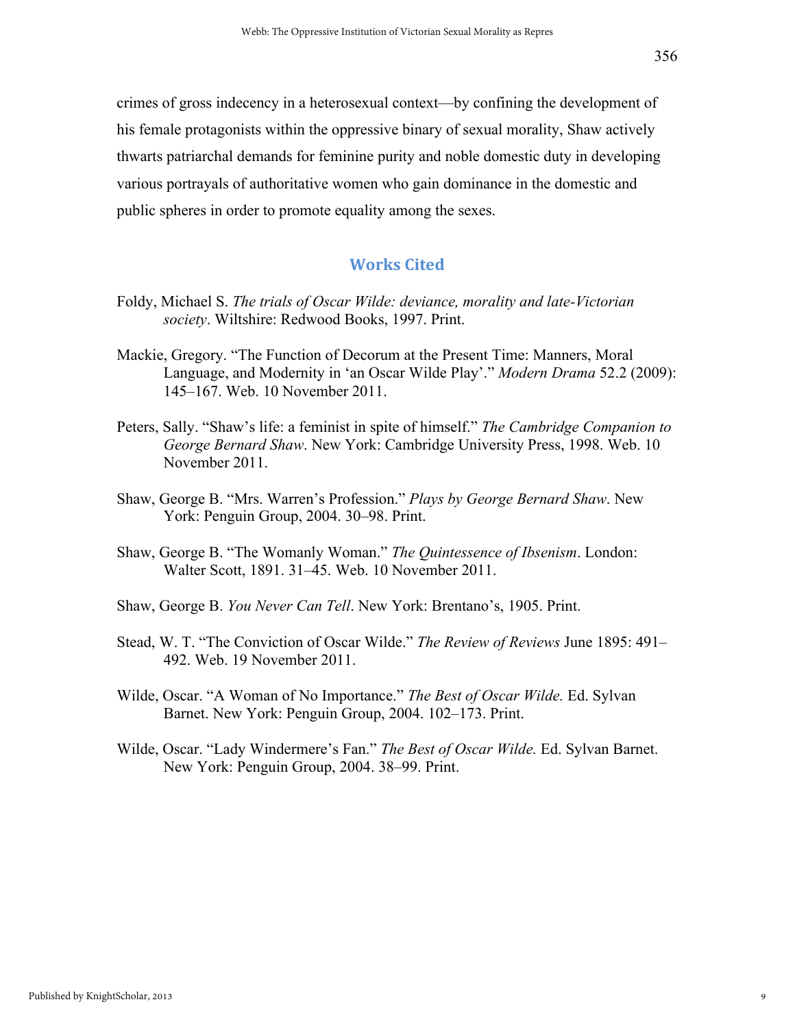crimes of gross indecency in a heterosexual context—by confining the development of his female protagonists within the oppressive binary of sexual morality, Shaw actively thwarts patriarchal demands for feminine purity and noble domestic duty in developing various portrayals of authoritative women who gain dominance in the domestic and public spheres in order to promote equality among the sexes.

## Works Cited

Foldy, Michael S. *The trials of Oscar Wilde: deviance, morality and late-Victorian society*. Wiltshire: Redwood Books, 1997. Print.

Mackie, Gregory. "The Function of Decorum at the Present Time: Manners, Moral Language, and Modernity in 'an Oscar Wilde Play'." *Modern Drama* 52.2 (2009): 145–167. Web. 10 November 2011.

Peters, Sally. "Shaw's life: a feminist in spite of himself." *The Cambridge Companion to George Bernard Shaw*. New York: Cambridge University Press, 1998. Web. 10 November 2011.

Shaw, George B. "Mrs. Warren's Profession." *Plays by George Bernard Shaw*. New York: Penguin Group, 2004. 30–98. Print.

Shaw, George B. "The Womanly Woman." *The Quintessence of Ibsenism*. London: Walter Scott, 1891. 31–45. Web. 10 November 2011.

Shaw, George B. *You Never Can Tell*. New York: Brentano's, 1905. Print.

Stead, W. T. "The Conviction of Oscar Wilde." *The Review of Reviews* June 1895: 491–492. Web. 19 November 2011.

Wilde, Oscar. "A Woman of No Importance." *The Best of Oscar Wilde.* Ed. Sylvan Barnet. New York: Penguin Group, 2004. 102–173. Print.

Wilde, Oscar. "Lady Windermere's Fan." *The Best of Oscar Wilde.* Ed. Sylvan Barnet. New York: Penguin Group, 2004. 38–99. Print.